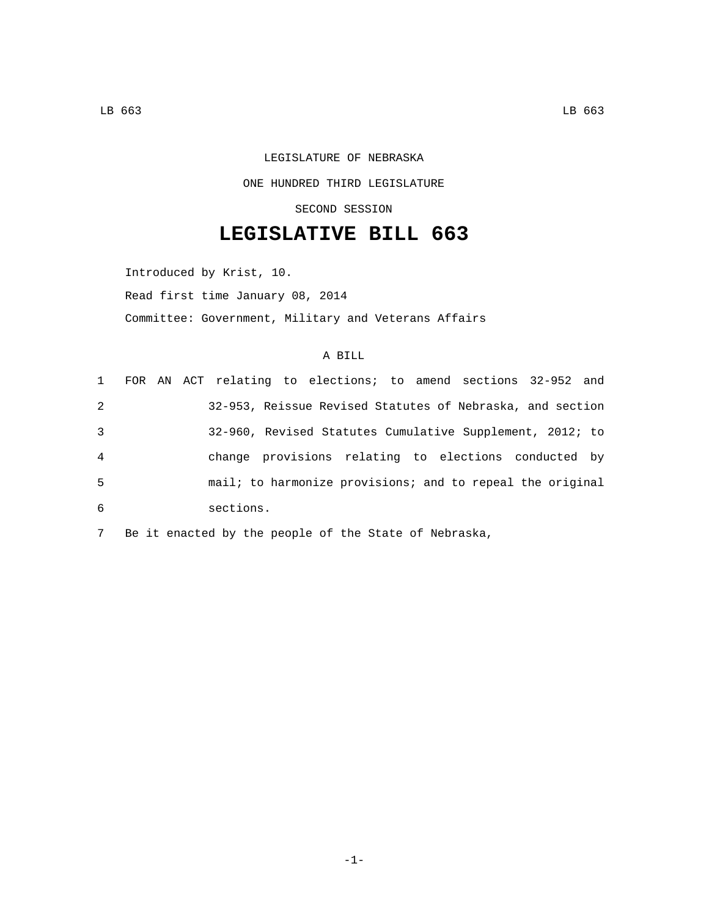LEGISLATURE OF NEBRASKA

ONE HUNDRED THIRD LEGISLATURE

SECOND SESSION

# LEGISLATIVE BILL 663

Introduced by Krist, 10.

Read first time January 08, 2014

Committee: Government, Military and Veterans Affairs

A BILL

1 FOR AN ACT relating to elections; to amend sections 32-952 and
2 32-953, Reissue Revised Statutes of Nebraska, and section
3 32-960, Revised Statutes Cumulative Supplement, 2012; to
4 change provisions relating to elections conducted by
5 mail; to harmonize provisions; and to repeal the original
6 sections.
7 Be it enacted by the people of the State of Nebraska,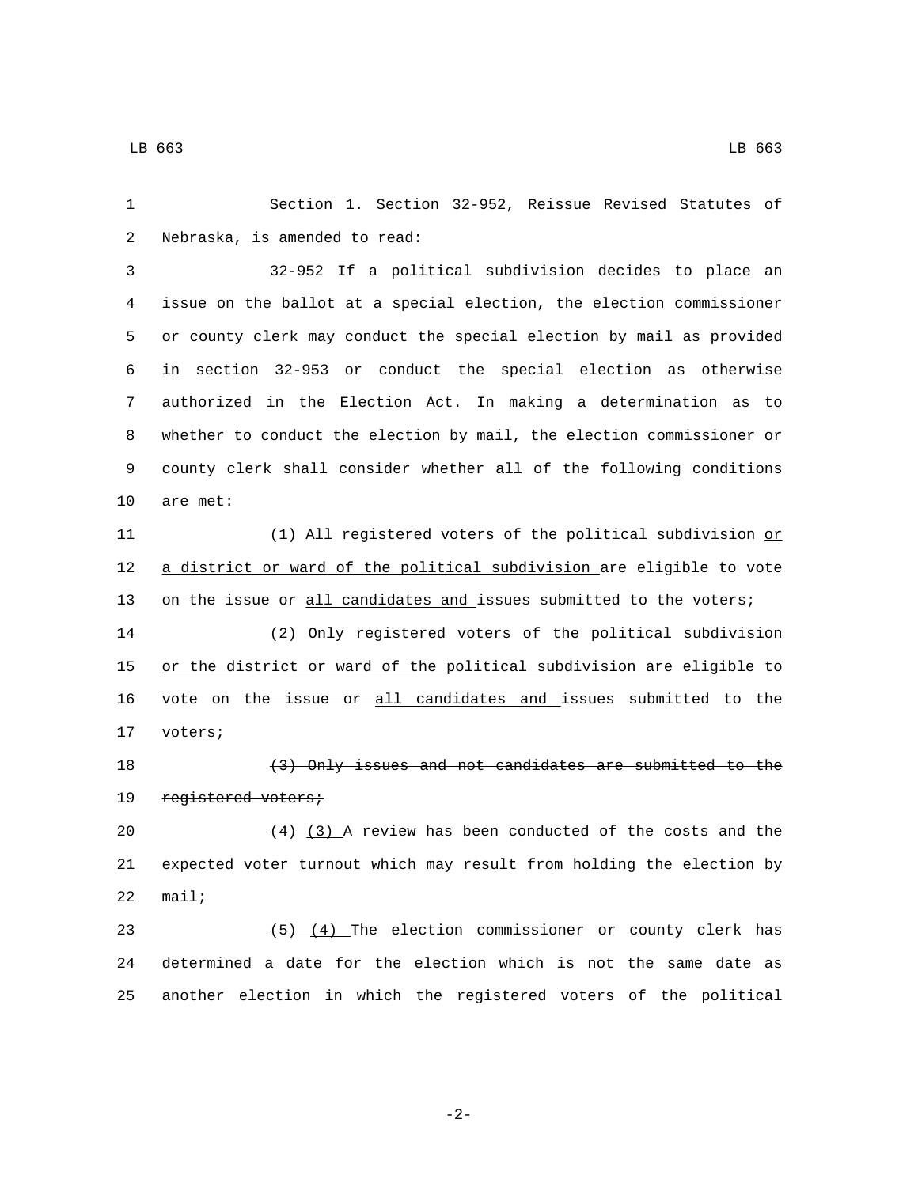Section 1. Section 32-952, Reissue Revised Statutes of Nebraska, is amended to read:

32-952 If a political subdivision decides to place an issue on the ballot at a special election, the election commissioner or county clerk may conduct the special election by mail as provided in section 32-953 or conduct the special election as otherwise authorized in the Election Act. In making a determination as to whether to conduct the election by mail, the election commissioner or county clerk shall consider whether all of the following conditions are met:

(1) All registered voters of the political subdivision <u>or a district or ward of the political subdivision</u> are eligible to vote on ~~the issue or~~ <u>all candidates and</u> issues submitted to the voters;

(2) Only registered voters of the political subdivision <u>or the district or ward of the political subdivision</u> are eligible to vote on ~~the issue or~~ <u>all candidates and</u> issues submitted to the voters;

~~(3) Only issues and not candidates are submitted to the registered voters;~~

~~(4)~~ <u>(3)</u> A review has been conducted of the costs and the expected voter turnout which may result from holding the election by mail;

~~(5)~~ <u>(4)</u> The election commissioner or county clerk has determined a date for the election which is not the same date as another election in which the registered voters of the political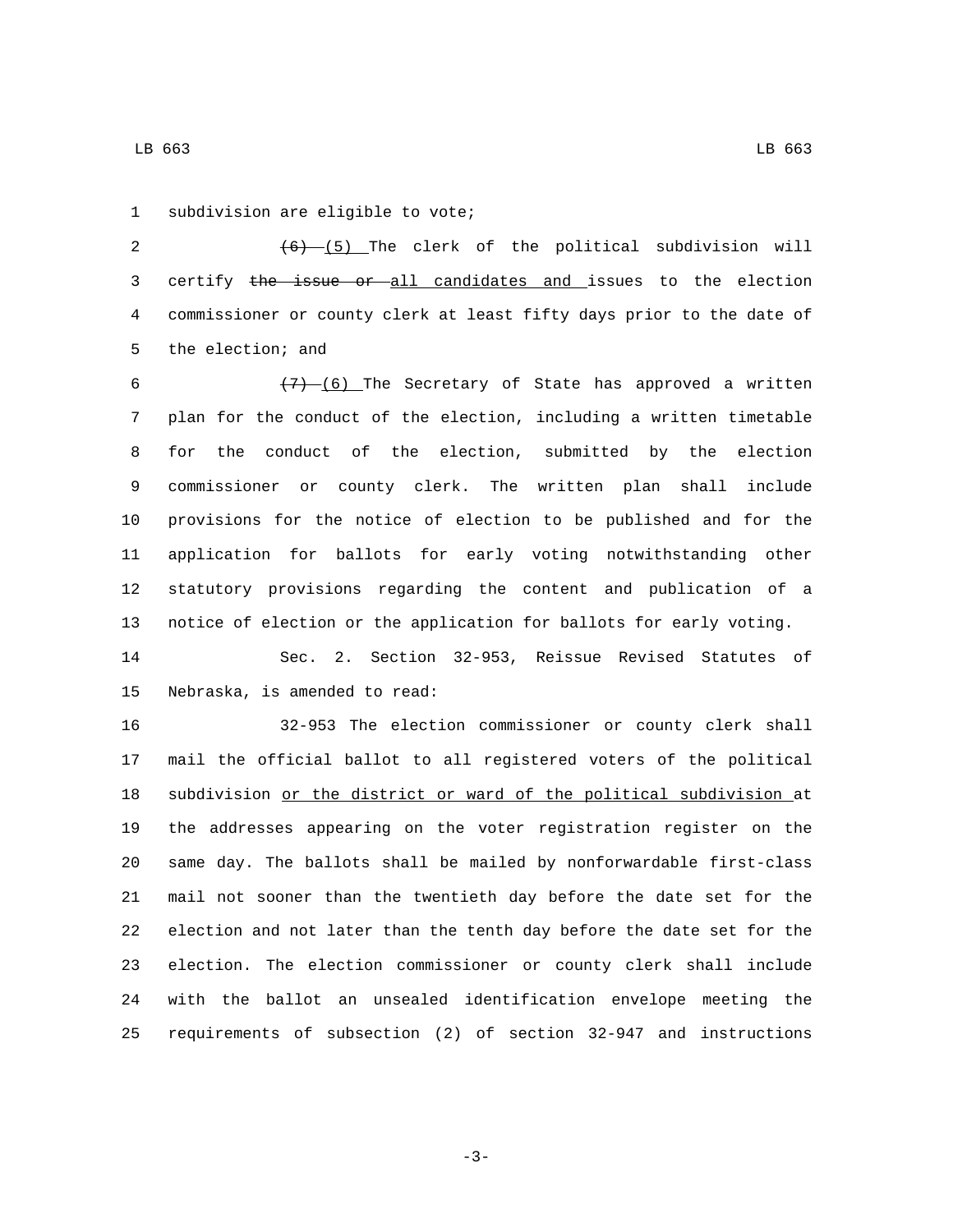subdivision are eligible to vote;

~~(6)~~ <u>(5)</u> The clerk of the political subdivision will certify ~~the issue or~~ <u>all candidates and</u> issues to the election commissioner or county clerk at least fifty days prior to the date of the election; and

~~(7)~~ <u>(6)</u> The Secretary of State has approved a written plan for the conduct of the election, including a written timetable for the conduct of the election, submitted by the election commissioner or county clerk. The written plan shall include provisions for the notice of election to be published and for the application for ballots for early voting notwithstanding other statutory provisions regarding the content and publication of a notice of election or the application for ballots for early voting.

Sec. 2. Section 32-953, Reissue Revised Statutes of Nebraska, is amended to read:

32-953 The election commissioner or county clerk shall mail the official ballot to all registered voters of the political subdivision <u>or the district or ward of the political subdivision</u> at the addresses appearing on the voter registration register on the same day. The ballots shall be mailed by nonforwardable first-class mail not sooner than the twentieth day before the date set for the election and not later than the tenth day before the date set for the election. The election commissioner or county clerk shall include with the ballot an unsealed identification envelope meeting the requirements of subsection (2) of section 32-947 and instructions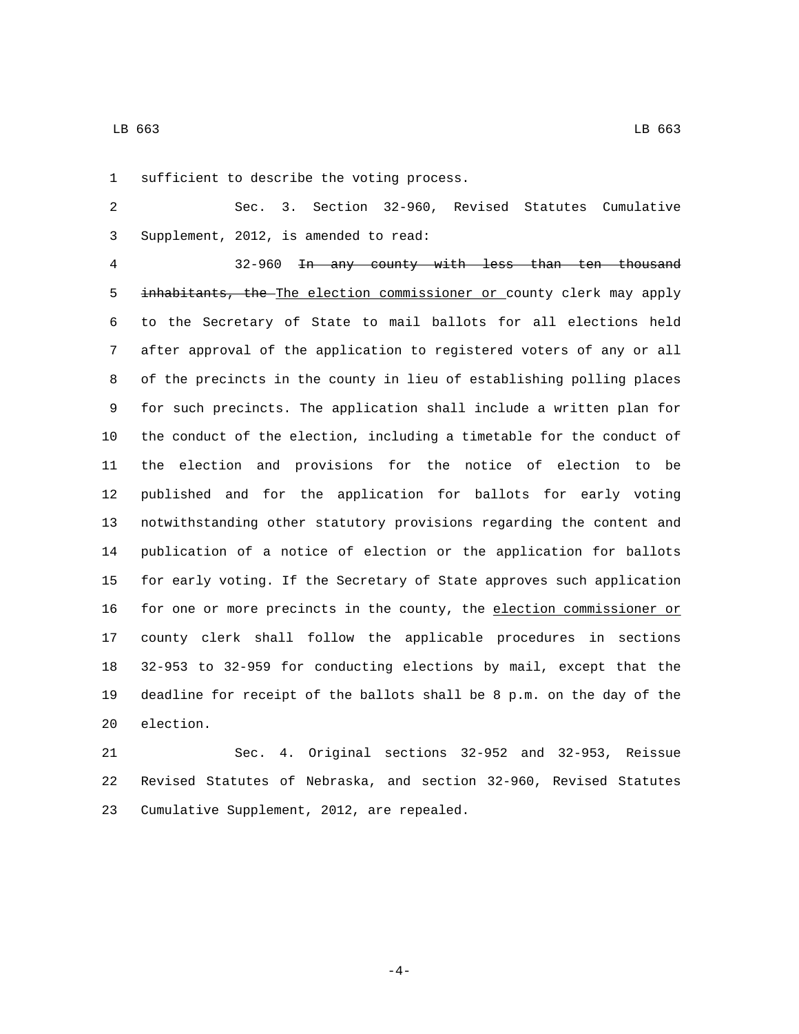sufficient to describe the voting process.

Sec. 3. Section 32-960, Revised Statutes Cumulative Supplement, 2012, is amended to read:

32-960 ~~In any county with less than ten thousand inhabitants, the~~ The election commissioner or county clerk may apply to the Secretary of State to mail ballots for all elections held after approval of the application to registered voters of any or all of the precincts in the county in lieu of establishing polling places for such precincts. The application shall include a written plan for the conduct of the election, including a timetable for the conduct of the election and provisions for the notice of election to be published and for the application for ballots for early voting notwithstanding other statutory provisions regarding the content and publication of a notice of election or the application for ballots for early voting. If the Secretary of State approves such application for one or more precincts in the county, the election commissioner or county clerk shall follow the applicable procedures in sections 32-953 to 32-959 for conducting elections by mail, except that the deadline for receipt of the ballots shall be 8 p.m. on the day of the election.

Sec. 4. Original sections 32-952 and 32-953, Reissue Revised Statutes of Nebraska, and section 32-960, Revised Statutes Cumulative Supplement, 2012, are repealed.